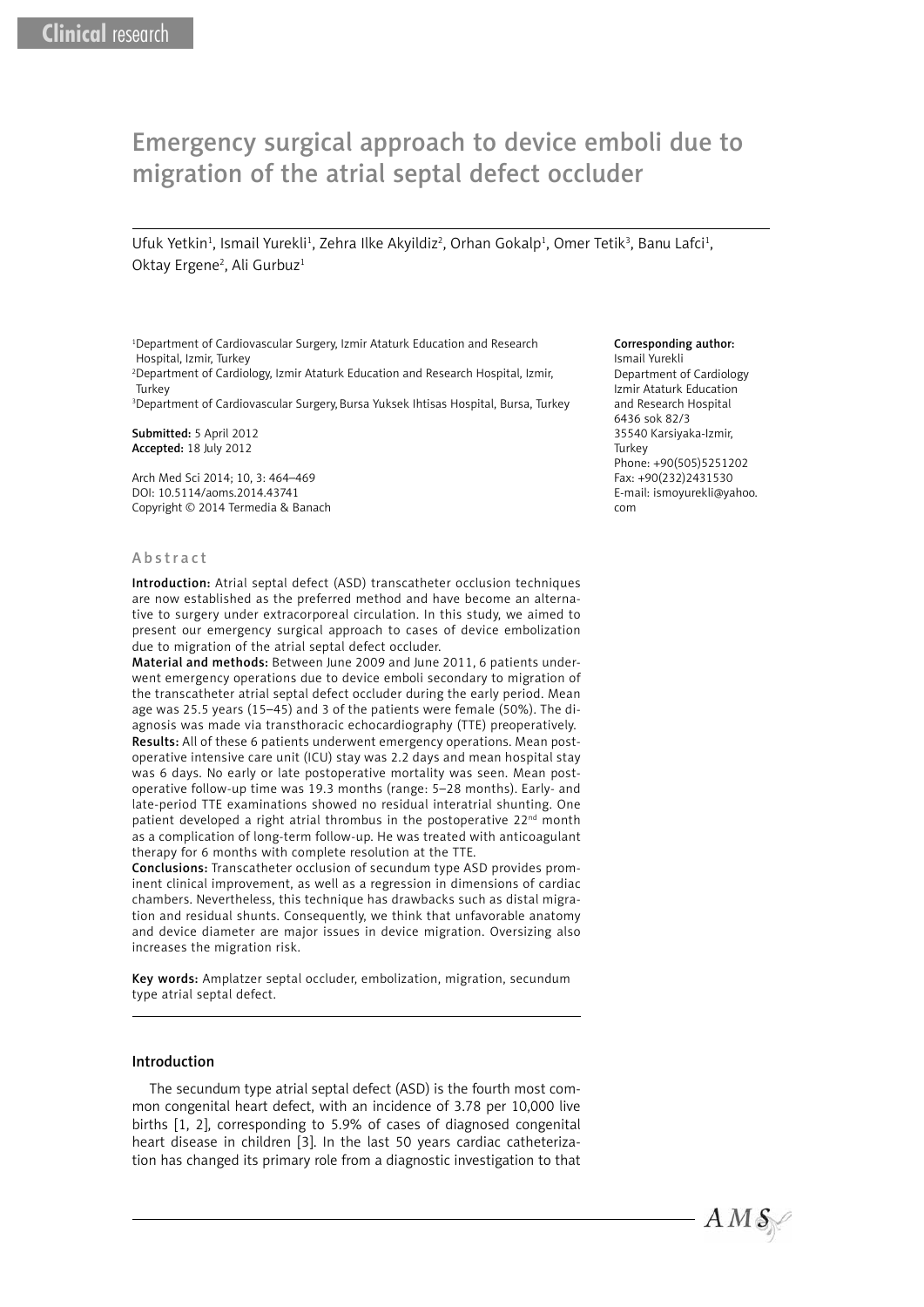Clinical research

# Emergency surgical approach to device emboli due to migration of the atrial septal defect occluder

Ufuk Yetkin[1], Ismail Yurekli[1], Zehra Ilke Akyildiz[2], Orhan Gokalp[1], Omer Tetik[3], Banu Lafci[1], Oktay Ergene[2], Ali Gurbuz[1]

[1]Department of Cardiovascular Surgery, Izmir Ataturk Education and Research Hospital, Izmir, Turkey
[2]Department of Cardiology, Izmir Ataturk Education and Research Hospital, Izmir, Turkey
[3]Department of Cardiovascular Surgery, Bursa Yuksek Ihtisas Hospital, Bursa, Turkey

**Submitted:** 5 April 2012
**Accepted:** 18 July 2012

Arch Med Sci 2014; 10, 3: 464–469
DOI: 10.5114/aoms.2014.43741
Copyright © 2014 Termedia & Banach

**Corresponding author:**
Ismail Yurekli
Department of Cardiology
Izmir Ataturk Education and Research Hospital
6436 sok 82/3
35540 Karsiyaka-Izmir, Turkey
Phone: +90(505)5251202
Fax: +90(232)2431530
E-mail: ismoyurekli@yahoo.com

## Abstract

**Introduction:** Atrial septal defect (ASD) transcatheter occlusion techniques are now established as the preferred method and have become an alternative to surgery under extracorporeal circulation. In this study, we aimed to present our emergency surgical approach to cases of device embolization due to migration of the atrial septal defect occluder.

**Material and methods:** Between June 2009 and June 2011, 6 patients underwent emergency operations due to device emboli secondary to migration of the transcatheter atrial septal defect occluder during the early period. Mean age was 25.5 years (15–45) and 3 of the patients were female (50%). The diagnosis was made via transthoracic echocardiography (TTE) preoperatively.

**Results:** All of these 6 patients underwent emergency operations. Mean postoperative intensive care unit (ICU) stay was 2.2 days and mean hospital stay was 6 days. No early or late postoperative mortality was seen. Mean postoperative follow-up time was 19.3 months (range: 5–28 months). Early- and late-period TTE examinations showed no residual interatrial shunting. One patient developed a right atrial thrombus in the postoperative 22nd month as a complication of long-term follow-up. He was treated with anticoagulant therapy for 6 months with complete resolution at the TTE.

**Conclusions:** Transcatheter occlusion of secundum type ASD provides prominent clinical improvement, as well as a regression in dimensions of cardiac chambers. Nevertheless, this technique has drawbacks such as distal migration and residual shunts. Consequently, we think that unfavorable anatomy and device diameter are major issues in device migration. Oversizing also increases the migration risk.

**Key words:** Amplatzer septal occluder, embolization, migration, secundum type atrial septal defect.

## Introduction

The secundum type atrial septal defect (ASD) is the fourth most common congenital heart defect, with an incidence of 3.78 per 10,000 live births [1, 2], corresponding to 5.9% of cases of diagnosed congenital heart disease in children [3]. In the last 50 years cardiac catheterization has changed its primary role from a diagnostic investigation to that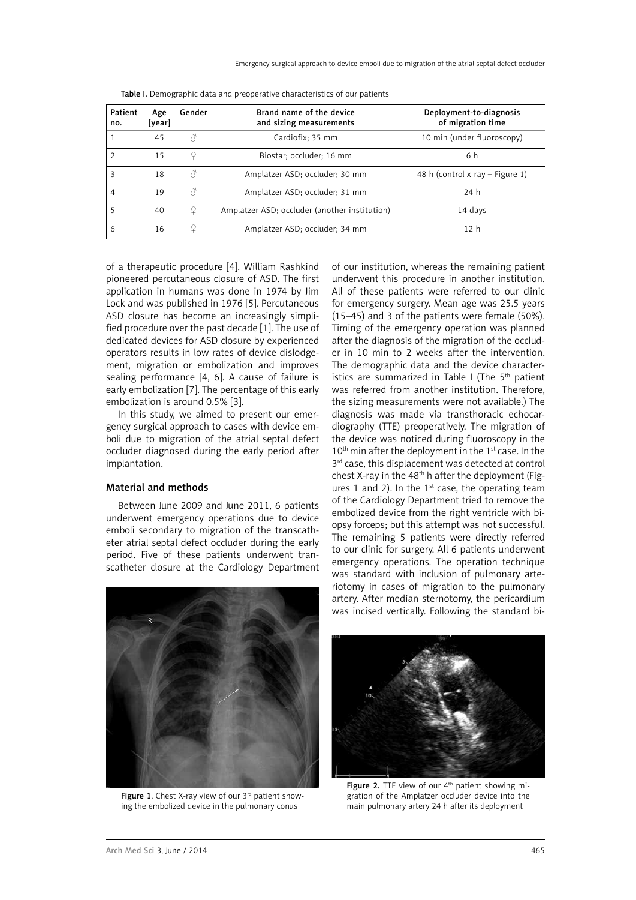Table I. Demographic data and preoperative characteristics of our patients

| Patient no. | Age [year] | Gender | Brand name of the device and sizing measurements | Deployment-to-diagnosis of migration time |
|---|---|---|---|---|
| 1 | 45 | ♂ | Cardiofix; 35 mm | 10 min (under fluoroscopy) |
| 2 | 15 | ♀ | Biostar; occluder; 16 mm | 6 h |
| 3 | 18 | ♂ | Amplatzer ASD; occluder; 30 mm | 48 h (control x-ray – Figure 1) |
| 4 | 19 | ♂ | Amplatzer ASD; occluder; 31 mm | 24 h |
| 5 | 40 | ♀ | Amplatzer ASD; occluder (another institution) | 14 days |
| 6 | 16 | ♀ | Amplatzer ASD; occluder; 34 mm | 12 h |

of a therapeutic procedure [4]. William Rashkind pioneered percutaneous closure of ASD. The first application in humans was done in 1974 by Jim Lock and was published in 1976 [5]. Percutaneous ASD closure has become an increasingly simplified procedure over the past decade [1]. The use of dedicated devices for ASD closure by experienced operators results in low rates of device dislodgement, migration or embolization and improves sealing performance [4, 6]. A cause of failure is early embolization [7]. The percentage of this early embolization is around 0.5% [3].

In this study, we aimed to present our emergency surgical approach to cases with device emboli due to migration of the atrial septal defect occluder diagnosed during the early period after implantation.

## Material and methods

Between June 2009 and June 2011, 6 patients underwent emergency operations due to device emboli secondary to migration of the transcatheter atrial septal defect occluder during the early period. Five of these patients underwent transcatheter closure at the Cardiology Department of our institution, whereas the remaining patient underwent this procedure in another institution. All of these patients were referred to our clinic for emergency surgery. Mean age was 25.5 years (15–45) and 3 of the patients were female (50%). Timing of the emergency operation was planned after the diagnosis of the migration of the occluder in 10 min to 2 weeks after the intervention. The demographic data and the device characteristics are summarized in Table I (The 5th patient was referred from another institution. Therefore, the sizing measurements were not available.) The diagnosis was made via transthoracic echocardiography (TTE) preoperatively. The migration of the device was noticed during fluoroscopy in the 10th min after the deployment in the 1st case. In the 3rd case, this displacement was detected at control chest X-ray in the 48th h after the deployment (Figures 1 and 2). In the 1st case, the operating team of the Cardiology Department tried to remove the embolized device from the right ventricle with biopsy forceps; but this attempt was not successful. The remaining 5 patients were directly referred to our clinic for surgery. All 6 patients underwent emergency operations. The operation technique was standard with inclusion of pulmonary arteriotomy in cases of migration to the pulmonary artery. After median sternotomy, the pericardium was incised vertically. Following the standard bi-

Figure 1. Chest X-ray view of our 3rd patient showing the embolized device in the pulmonary conus

Figure 2. TTE view of our 4th patient showing migration of the Amplatzer occluder device into the main pulmonary artery 24 h after its deployment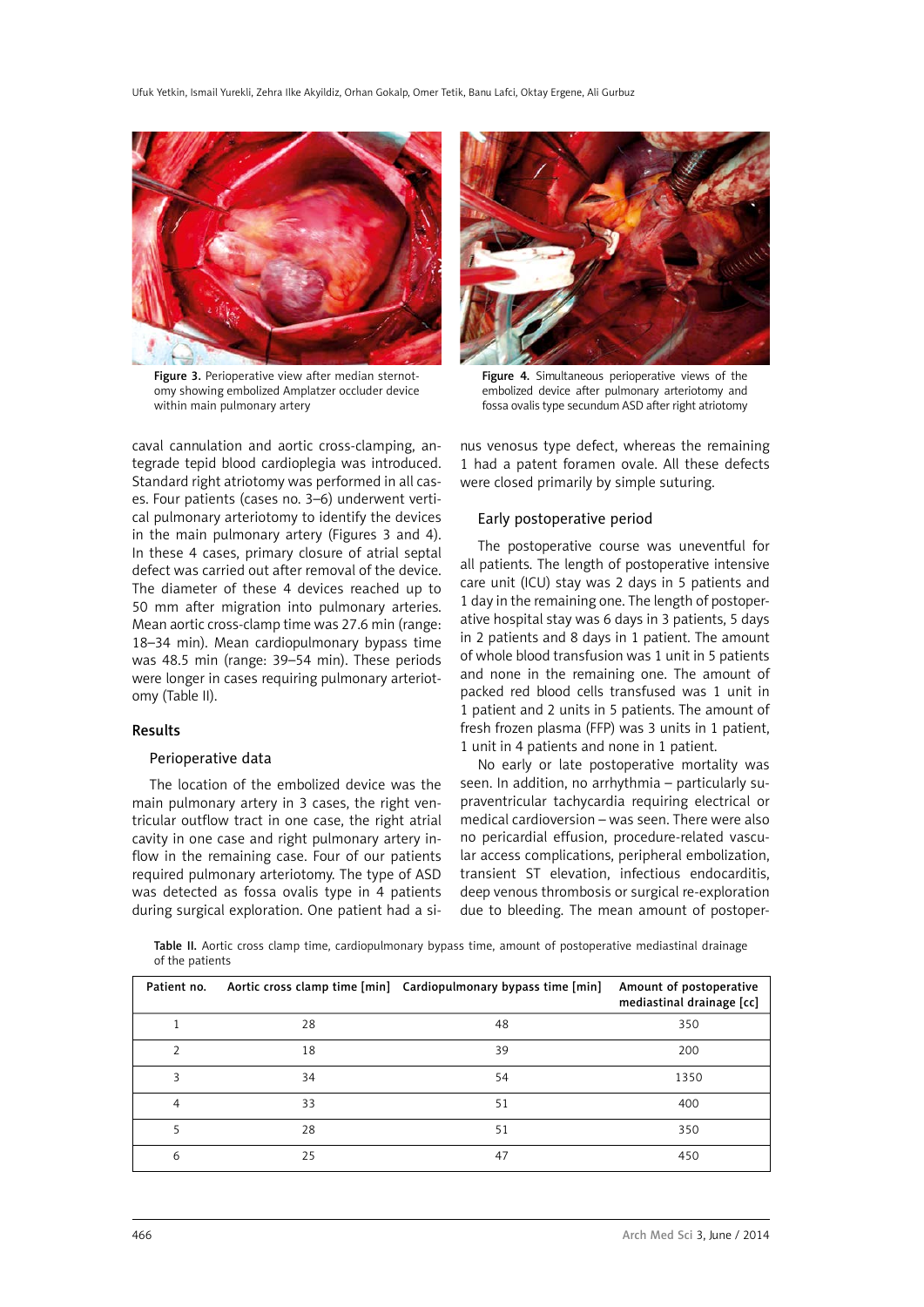Figure 3. Perioperative view after median sternotomy showing embolized Amplatzer occluder device within main pulmonary artery

Figure 4. Simultaneous perioperative views of the embolized device after pulmonary arteriotomy and fossa ovalis type secundum ASD after right atriotomy

caval cannulation and aortic cross-clamping, antegrade tepid blood cardioplegia was introduced. Standard right atriotomy was performed in all cases. Four patients (cases no. 3–6) underwent vertical pulmonary arteriotomy to identify the devices in the main pulmonary artery (Figures 3 and 4). In these 4 cases, primary closure of atrial septal defect was carried out after removal of the device. The diameter of these 4 devices reached up to 50 mm after migration into pulmonary arteries. Mean aortic cross-clamp time was 27.6 min (range: 18–34 min). Mean cardiopulmonary bypass time was 48.5 min (range: 39–54 min). These periods were longer in cases requiring pulmonary arteriotomy (Table II).

## Results

### Perioperative data

The location of the embolized device was the main pulmonary artery in 3 cases, the right ventricular outflow tract in one case, the right atrial cavity in one case and right pulmonary artery inflow in the remaining case. Four of our patients required pulmonary arteriotomy. The type of ASD was detected as fossa ovalis type in 4 patients during surgical exploration. One patient had a sinus venosus type defect, whereas the remaining 1 had a patent foramen ovale. All these defects were closed primarily by simple suturing.

### Early postoperative period

The postoperative course was uneventful for all patients. The length of postoperative intensive care unit (ICU) stay was 2 days in 5 patients and 1 day in the remaining one. The length of postoperative hospital stay was 6 days in 3 patients, 5 days in 2 patients and 8 days in 1 patient. The amount of whole blood transfusion was 1 unit in 5 patients and none in the remaining one. The amount of packed red blood cells transfused was 1 unit in 1 patient and 2 units in 5 patients. The amount of fresh frozen plasma (FFP) was 3 units in 1 patient, 1 unit in 4 patients and none in 1 patient.

No early or late postoperative mortality was seen. In addition, no arrhythmia – particularly supraventricular tachycardia requiring electrical or medical cardioversion – was seen. There were also no pericardial effusion, procedure-related vascular access complications, peripheral embolization, transient ST elevation, infectious endocarditis, deep venous thrombosis or surgical re-exploration due to bleeding. The mean amount of postoper-

Table II. Aortic cross clamp time, cardiopulmonary bypass time, amount of postoperative mediastinal drainage of the patients

| Patient no. | Aortic cross clamp time [min] | Cardiopulmonary bypass time [min] | Amount of postoperative mediastinal drainage [cc] |
|---|---|---|---|
| 1 | 28 | 48 | 350 |
| 2 | 18 | 39 | 200 |
| 3 | 34 | 54 | 1350 |
| 4 | 33 | 51 | 400 |
| 5 | 28 | 51 | 350 |
| 6 | 25 | 47 | 450 |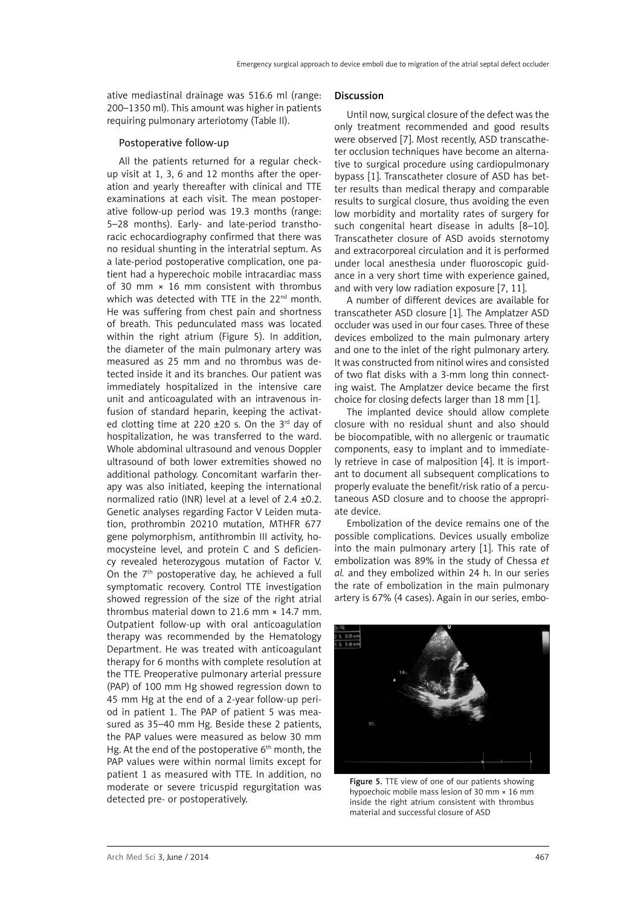ative mediastinal drainage was 516.6 ml (range: 200–1350 ml). This amount was higher in patients requiring pulmonary arteriotomy (Table II).

### Postoperative follow-up

All the patients returned for a regular check-up visit at 1, 3, 6 and 12 months after the operation and yearly thereafter with clinical and TTE examinations at each visit. The mean postoperative follow-up period was 19.3 months (range: 5–28 months). Early- and late-period transthoracic echocardiography confirmed that there was no residual shunting in the interatrial septum. As a late-period postoperative complication, one patient had a hyperechoic mobile intracardiac mass of 30 mm × 16 mm consistent with thrombus which was detected with TTE in the 22[nd] month. He was suffering from chest pain and shortness of breath. This pedunculated mass was located within the right atrium (Figure 5). In addition, the diameter of the main pulmonary artery was measured as 25 mm and no thrombus was detected inside it and its branches. Our patient was immediately hospitalized in the intensive care unit and anticoagulated with an intravenous infusion of standard heparin, keeping the activated clotting time at 220 ±20 s. On the 3[rd] day of hospitalization, he was transferred to the ward. Whole abdominal ultrasound and venous Doppler ultrasound of both lower extremities showed no additional pathology. Concomitant warfarin therapy was also initiated, keeping the international normalized ratio (INR) level at a level of 2.4 ±0.2. Genetic analyses regarding Factor V Leiden mutation, prothrombin 20210 mutation, MTHFR 677 gene polymorphism, antithrombin III activity, homocysteine level, and protein C and S deficiency revealed heterozygous mutation of Factor V. On the 7[th] postoperative day, he achieved a full symptomatic recovery. Control TTE investigation showed regression of the size of the right atrial thrombus material down to 21.6 mm × 14.7 mm. Outpatient follow-up with oral anticoagulation therapy was recommended by the Hematology Department. He was treated with anticoagulant therapy for 6 months with complete resolution at the TTE. Preoperative pulmonary arterial pressure (PAP) of 100 mm Hg showed regression down to 45 mm Hg at the end of a 2-year follow-up period in patient 1. The PAP of patient 5 was measured as 35–40 mm Hg. Beside these 2 patients, the PAP values were measured as below 30 mm Hg. At the end of the postoperative 6[th] month, the PAP values were within normal limits except for patient 1 as measured with TTE. In addition, no moderate or severe tricuspid regurgitation was detected pre- or postoperatively.

## Discussion

Until now, surgical closure of the defect was the only treatment recommended and good results were observed [7]. Most recently, ASD transcatheter occlusion techniques have become an alternative to surgical procedure using cardiopulmonary bypass [1]. Transcatheter closure of ASD has better results than medical therapy and comparable results to surgical closure, thus avoiding the even low morbidity and mortality rates of surgery for such congenital heart disease in adults [8–10]. Transcatheter closure of ASD avoids sternotomy and extracorporeal circulation and it is performed under local anesthesia under fluoroscopic guidance in a very short time with experience gained, and with very low radiation exposure [7, 11].

A number of different devices are available for transcatheter ASD closure [1]. The Amplatzer ASD occluder was used in our four cases. Three of these devices embolized to the main pulmonary artery and one to the inlet of the right pulmonary artery. It was constructed from nitinol wires and consisted of two flat disks with a 3-mm long thin connecting waist. The Amplatzer device became the first choice for closing defects larger than 18 mm [1].

The implanted device should allow complete closure with no residual shunt and also should be biocompatible, with no allergenic or traumatic components, easy to implant and to immediately retrieve in case of malposition [4]. It is important to document all subsequent complications to properly evaluate the benefit/risk ratio of a percutaneous ASD closure and to choose the appropriate device.

Embolization of the device remains one of the possible complications. Devices usually embolize into the main pulmonary artery [1]. This rate of embolization was 89% in the study of Chessa *et al.* and they embolized within 24 h. In our series the rate of embolization in the main pulmonary artery is 67% (4 cases). Again in our series, embo-

**Figure 5.** TTE view of one of our patients showing hypoechoic mobile mass lesion of 30 mm × 16 mm inside the right atrium consistent with thrombus material and successful closure of ASD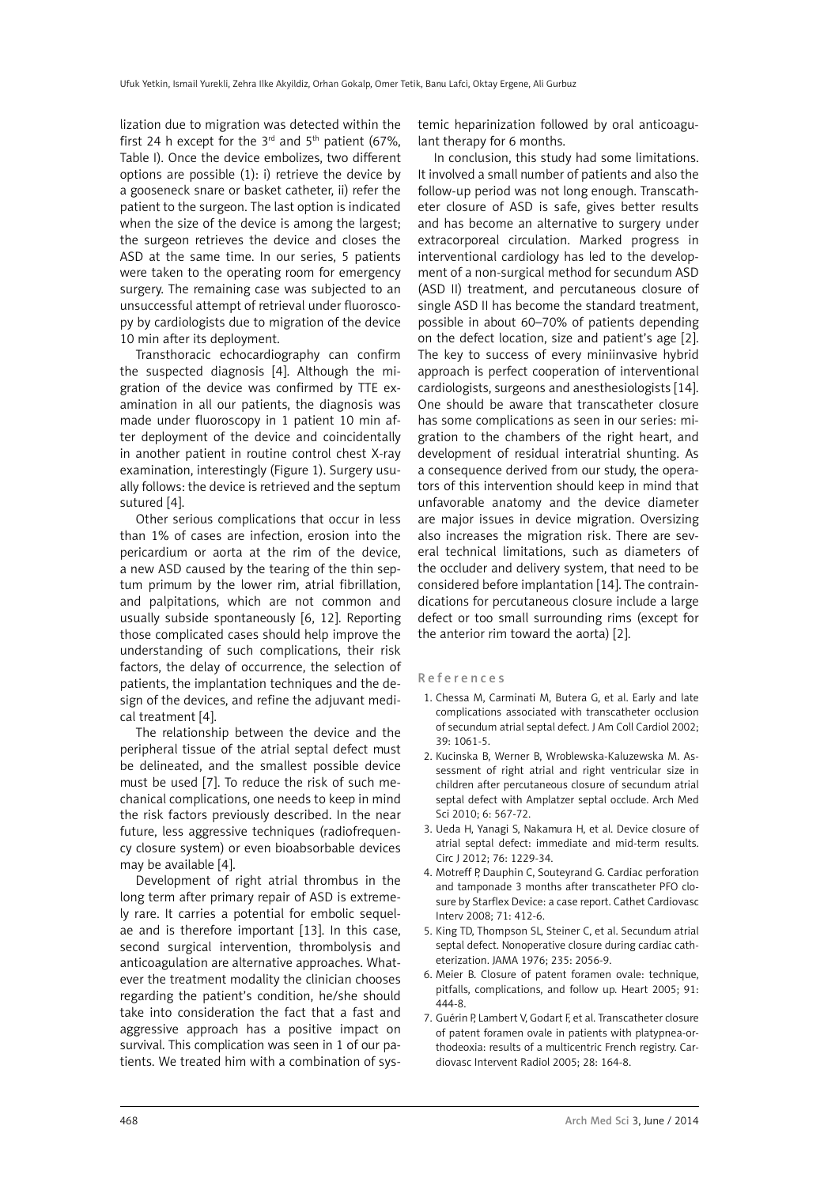lization due to migration was detected within the first 24 h except for the 3rd and 5th patient (67%, Table I). Once the device embolizes, two different options are possible (1): i) retrieve the device by a gooseneck snare or basket catheter, ii) refer the patient to the surgeon. The last option is indicated when the size of the device is among the largest; the surgeon retrieves the device and closes the ASD at the same time. In our series, 5 patients were taken to the operating room for emergency surgery. The remaining case was subjected to an unsuccessful attempt of retrieval under fluoroscopy by cardiologists due to migration of the device 10 min after its deployment.

Transthoracic echocardiography can confirm the suspected diagnosis [4]. Although the migration of the device was confirmed by TTE examination in all our patients, the diagnosis was made under fluoroscopy in 1 patient 10 min after deployment of the device and coincidentally in another patient in routine control chest X-ray examination, interestingly (Figure 1). Surgery usually follows: the device is retrieved and the septum sutured [4].

Other serious complications that occur in less than 1% of cases are infection, erosion into the pericardium or aorta at the rim of the device, a new ASD caused by the tearing of the thin septum primum by the lower rim, atrial fibrillation, and palpitations, which are not common and usually subside spontaneously [6, 12]. Reporting those complicated cases should help improve the understanding of such complications, their risk factors, the delay of occurrence, the selection of patients, the implantation techniques and the design of the devices, and refine the adjuvant medical treatment [4].

The relationship between the device and the peripheral tissue of the atrial septal defect must be delineated, and the smallest possible device must be used [7]. To reduce the risk of such mechanical complications, one needs to keep in mind the risk factors previously described. In the near future, less aggressive techniques (radiofrequency closure system) or even bioabsorbable devices may be available [4].

Development of right atrial thrombus in the long term after primary repair of ASD is extremely rare. It carries a potential for embolic sequelae and is therefore important [13]. In this case, second surgical intervention, thrombolysis and anticoagulation are alternative approaches. Whatever the treatment modality the clinician chooses regarding the patient's condition, he/she should take into consideration the fact that a fast and aggressive approach has a positive impact on survival. This complication was seen in 1 of our patients. We treated him with a combination of systemic heparinization followed by oral anticoagulant therapy for 6 months.

In conclusion, this study had some limitations. It involved a small number of patients and also the follow-up period was not long enough. Transcatheter closure of ASD is safe, gives better results and has become an alternative to surgery under extracorporeal circulation. Marked progress in interventional cardiology has led to the development of a non-surgical method for secundum ASD (ASD II) treatment, and percutaneous closure of single ASD II has become the standard treatment, possible in about 60–70% of patients depending on the defect location, size and patient's age [2]. The key to success of every miniinvasive hybrid approach is perfect cooperation of interventional cardiologists, surgeons and anesthesiologists [14]. One should be aware that transcatheter closure has some complications as seen in our series: migration to the chambers of the right heart, and development of residual interatrial shunting. As a consequence derived from our study, the operators of this intervention should keep in mind that unfavorable anatomy and the device diameter are major issues in device migration. Oversizing also increases the migration risk. There are several technical limitations, such as diameters of the occluder and delivery system, that need to be considered before implantation [14]. The contraindications for percutaneous closure include a large defect or too small surrounding rims (except for the anterior rim toward the aorta) [2].

## References

1. Chessa M, Carminati M, Butera G, et al. Early and late complications associated with transcatheter occlusion of secundum atrial septal defect. J Am Coll Cardiol 2002; 39: 1061-5.
2. Kucinska B, Werner B, Wroblewska-Kaluzewska M. Assessment of right atrial and right ventricular size in children after percutaneous closure of secundum atrial septal defect with Amplatzer septal occlude. Arch Med Sci 2010; 6: 567-72.
3. Ueda H, Yanagi S, Nakamura H, et al. Device closure of atrial septal defect: immediate and mid-term results. Circ J 2012; 76: 1229-34.
4. Motreff P, Dauphin C, Souteyrand G. Cardiac perforation and tamponade 3 months after transcatheter PFO closure by Starflex Device: a case report. Cathet Cardiovasc Interv 2008; 71: 412-6.
5. King TD, Thompson SL, Steiner C, et al. Secundum atrial septal defect. Nonoperative closure during cardiac catheterization. JAMA 1976; 235: 2056-9.
6. Meier B. Closure of patent foramen ovale: technique, pitfalls, complications, and follow up. Heart 2005; 91: 444-8.
7. Guérin P, Lambert V, Godart F, et al. Transcatheter closure of patent foramen ovale in patients with platypnea-orthodeoxia: results of a multicentric French registry. Cardiovasc Intervent Radiol 2005; 28: 164-8.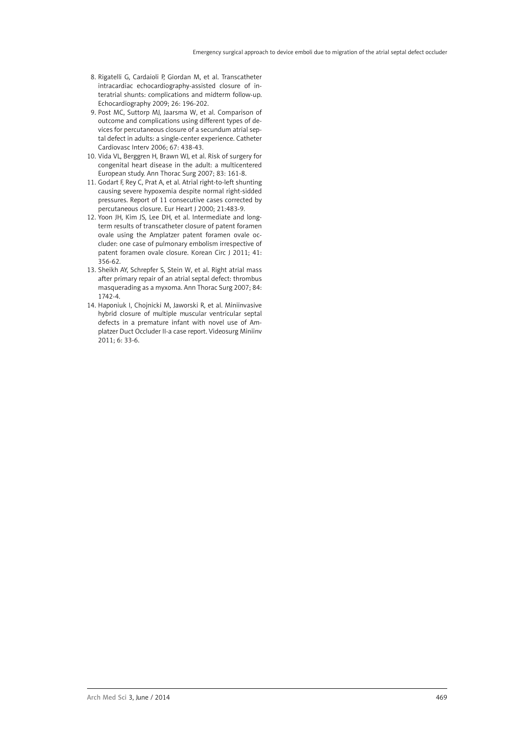8. Rigatelli G, Cardaioli P, Giordan M, et al. Transcatheter intracardiac echocardiography-assisted closure of interatrial shunts: complications and midterm follow-up. Echocardiography 2009; 26: 196-202.
9. Post MC, Suttorp MJ, Jaarsma W, et al. Comparison of outcome and complications using different types of devices for percutaneous closure of a secundum atrial septal defect in adults: a single-center experience. Catheter Cardiovasc Interv 2006; 67: 438-43.
10. Vida VL, Berggren H, Brawn WJ, et al. Risk of surgery for congenital heart disease in the adult: a multicentered European study. Ann Thorac Surg 2007; 83: 161-8.
11. Godart F, Rey C, Prat A, et al. Atrial right-to-left shunting causing severe hypoxemia despite normal right-sidded pressures. Report of 11 consecutive cases corrected by percutaneous closure. Eur Heart J 2000; 21:483-9.
12. Yoon JH, Kim JS, Lee DH, et al. Intermediate and long-term results of transcatheter closure of patent foramen ovale using the Amplatzer patent foramen ovale occluder: one case of pulmonary embolism irrespective of patent foramen ovale closure. Korean Circ J 2011; 41: 356-62.
13. Sheikh AY, Schrepfer S, Stein W, et al. Right atrial mass after primary repair of an atrial septal defect: thrombus masquerading as a myxoma. Ann Thorac Surg 2007; 84: 1742-4.
14. Haponiuk I, Chojnicki M, Jaworski R, et al. Miniinvasive hybrid closure of multiple muscular ventricular septal defects in a premature infant with novel use of Amplatzer Duct Occluder II-a case report. Videosurg Miniinv 2011; 6: 33-6.